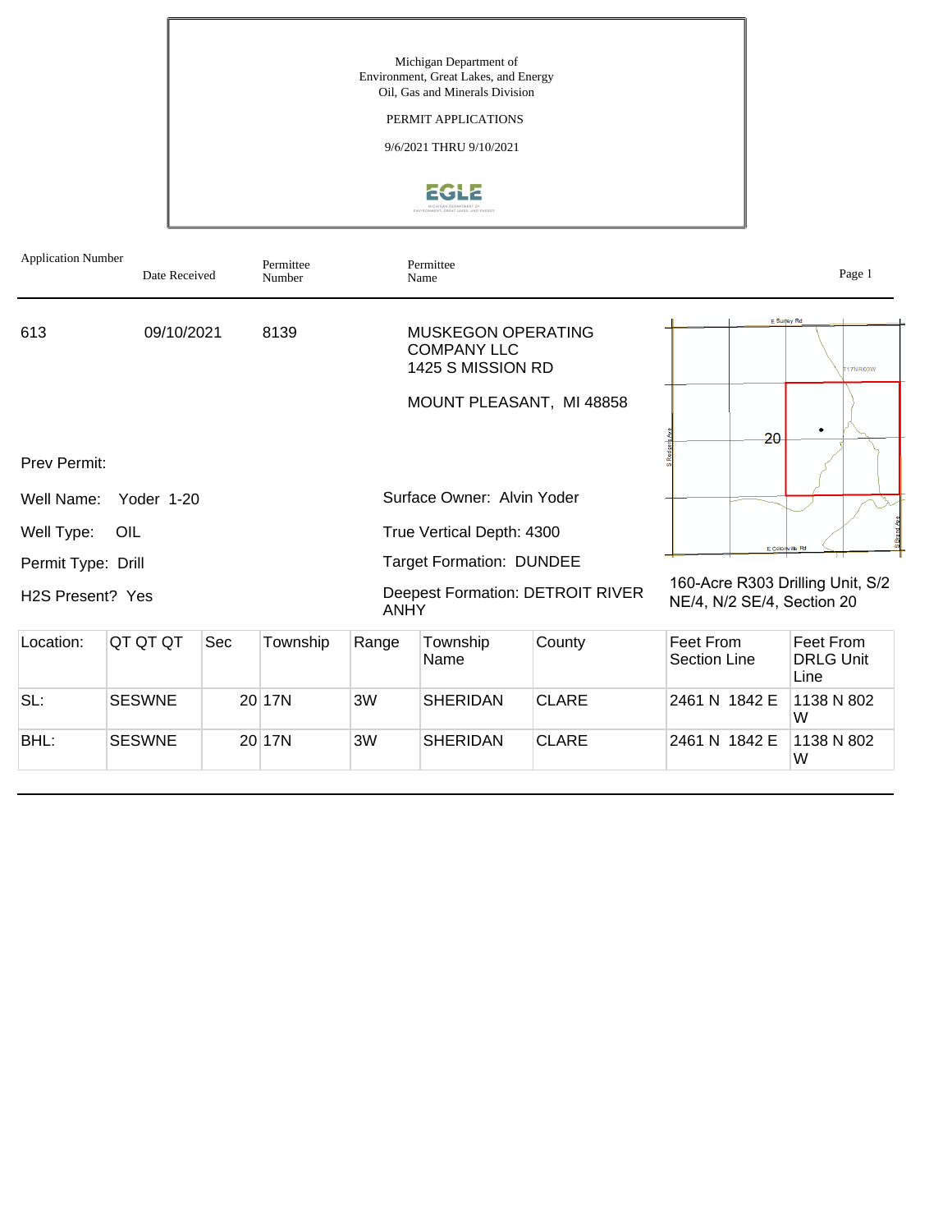Michigan Department of
Environment, Great Lakes, and Energy
Oil, Gas and Minerals Division

PERMIT APPLICATIONS

9/6/2021 THRU 9/10/2021

| Application Number | Date Received | Permittee Number | Permittee Name |
|---|---|---|---|
| 613 | 09/10/2021 | 8139 | MUSKEGON OPERATING COMPANY LLC<br>1425 S MISSION RD<br><br>MOUNT PLEASANT, MI 48858 |

Prev Permit:

Well Name: Yoder 1-20

Well Type: OIL

Permit Type: Drill

H2S Present? Yes

Surface Owner: Alvin Yoder

True Vertical Depth: 4300

Target Formation: DUNDEE

Deepest Formation: DETROIT RIVER ANHY

160-Acre R303 Drilling Unit, S/2 NE/4, N/2 SE/4, Section 20

| Location: | QT QT QT | Sec | Township | Range | Township Name | County | Feet From Section Line | Feet From DRLG Unit Line |
|---|---|---|---|---|---|---|---|---|
| SL: | SESWNE | 20 | 17N | 3W | SHERIDAN | CLARE | 2461 N 1842 E | 1138 N 802 W |
| BHL: | SESWNE | 20 | 17N | 3W | SHERIDAN | CLARE | 2461 N 1842 E | 1138 N 802 W |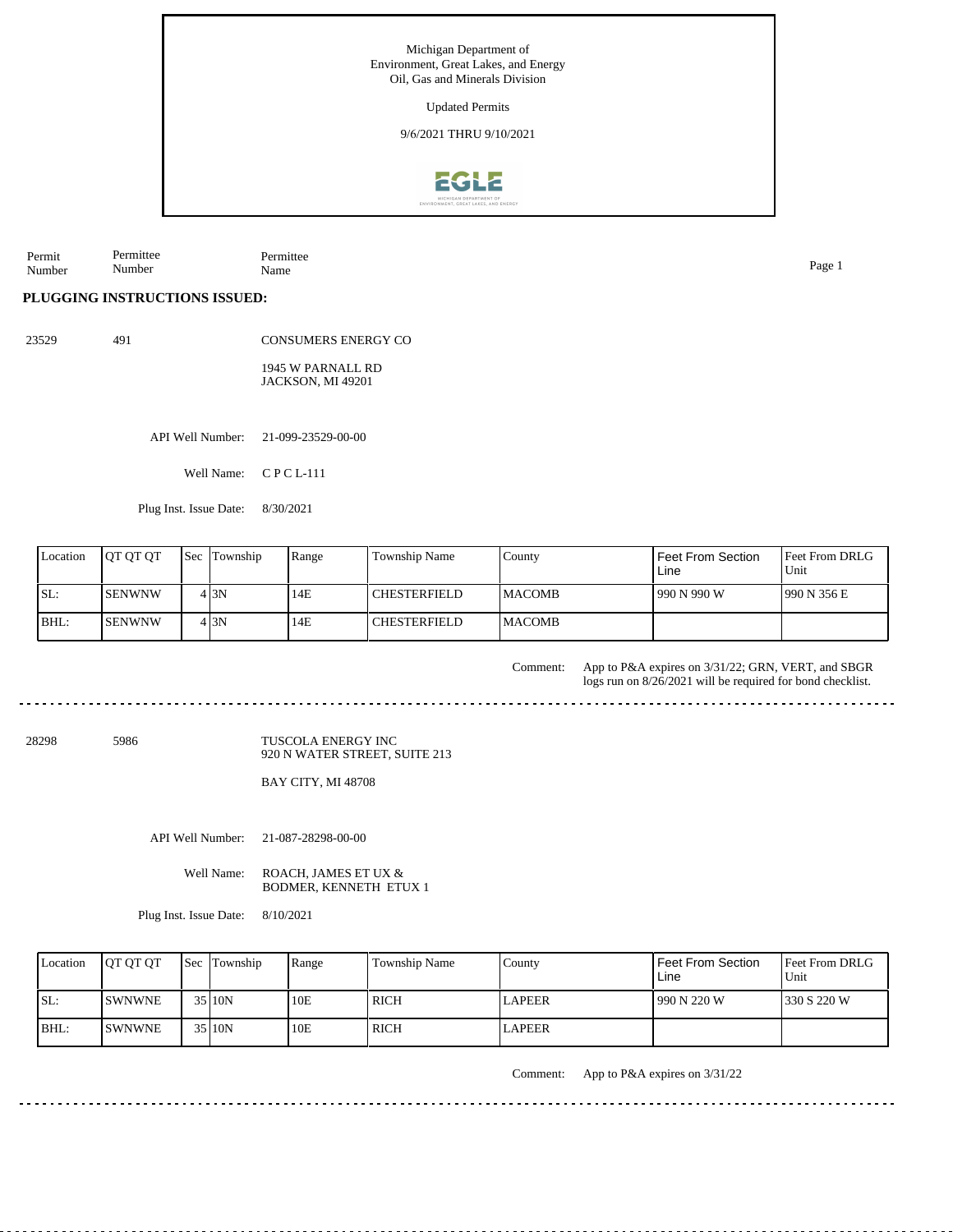Michigan Department of
Environment, Great Lakes, and Energy
Oil, Gas and Minerals Division

Updated Permits

9/6/2021 THRU 9/10/2021

| Permit Number | Permittee Number | Permittee Name |
|---|---|---|

## PLUGGING INSTRUCTIONS ISSUED:

**23529** | **491** | CONSUMERS ENERGY CO

1945 W PARNALL RD
JACKSON, MI 49201

API Well Number: 21-099-23529-00-00

Well Name: C P C L-111

Plug Inst. Issue Date: 8/30/2021

| Location | QT QT QT | Sec | Township | Range | Township Name | County | Feet From Section Line | Feet From DRLG Unit |
|---|---|---|---|---|---|---|---|---|
| SL: | SENWNW | 4 | 3N | 14E | CHESTERFIELD | MACOMB | 990 N 990 W | 990 N 356 E |
| BHL: | SENWNW | 4 | 3N | 14E | CHESTERFIELD | MACOMB | | |

Comment: App to P&A expires on 3/31/22; GRN, VERT, and SBGR logs run on 8/26/2021 will be required for bond checklist.

---

**28298** | **5986** | TUSCOLA ENERGY INC

920 N WATER STREET, SUITE 213

BAY CITY, MI 48708

API Well Number: 21-087-28298-00-00

Well Name: ROACH, JAMES ET UX & BODMER, KENNETH ETUX 1

Plug Inst. Issue Date: 8/10/2021

| Location | QT QT QT | Sec | Township | Range | Township Name | County | Feet From Section Line | Feet From DRLG Unit |
|---|---|---|---|---|---|---|---|---|
| SL: | SWNWNE | 35 | 10N | 10E | RICH | LAPEER | 990 N 220 W | 330 S 220 W |
| BHL: | SWNWNE | 35 | 10N | 10E | RICH | LAPEER | | |

Comment: App to P&A expires on 3/31/22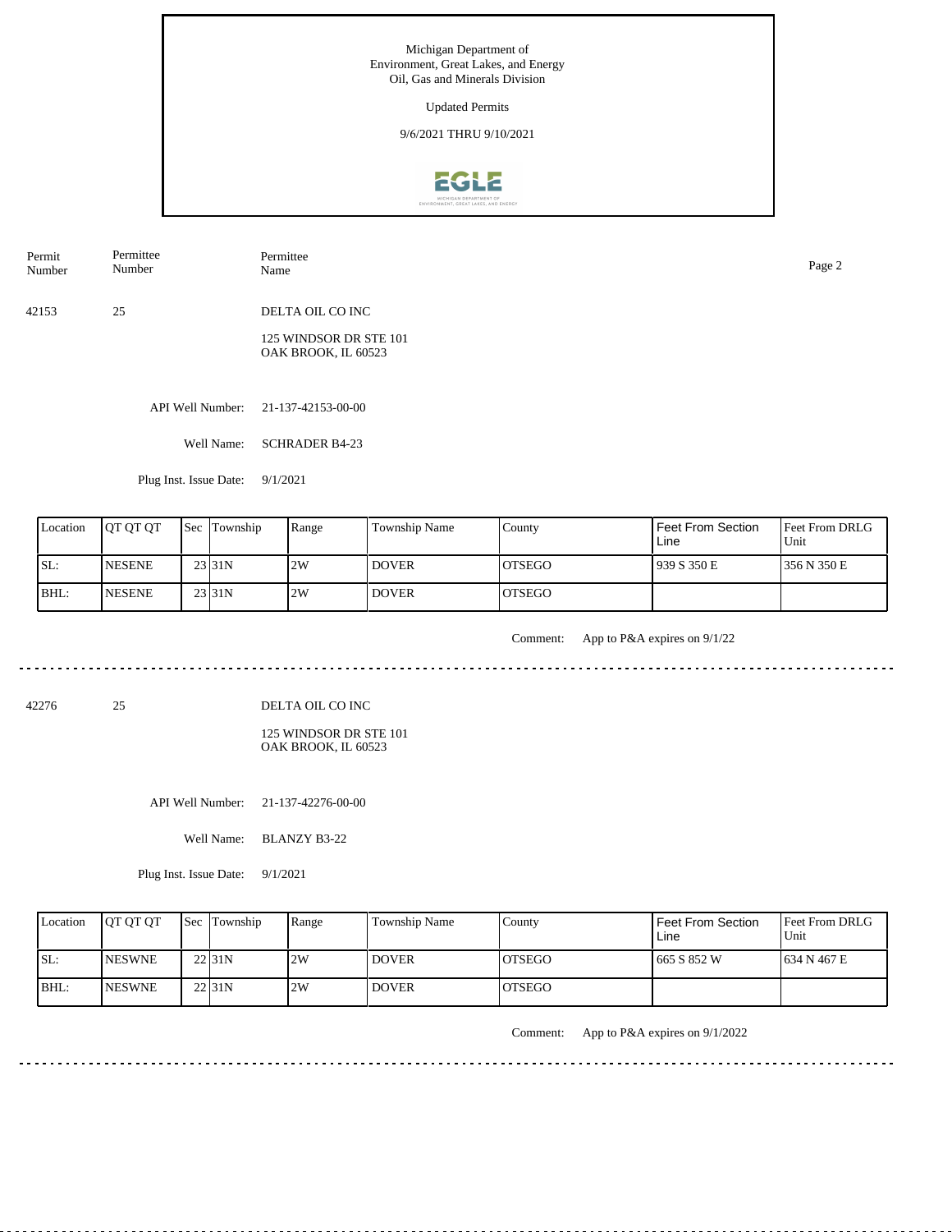Michigan Department of
Environment, Great Lakes, and Energy
Oil, Gas and Minerals Division

Updated Permits

9/6/2021 THRU 9/10/2021

| Permit Number | Permittee Number | Permittee Name |
|---|---|---|
| 42153 | 25 | DELTA OIL CO INC<br>125 WINDSOR DR STE 101<br>OAK BROOK, IL 60523 |

API Well Number: 21-137-42153-00-00

Well Name: SCHRADER B4-23

Plug Inst. Issue Date: 9/1/2021

| Location | QT QT QT | Sec | Township | Range | Township Name | County | Feet From Section Line | Feet From DRLG Unit |
|---|---|---|---|---|---|---|---|---|
| SL: | NESENE | 23 | 31N | 2W | DOVER | OTSEGO | 939 S 350 E | 356 N 350 E |
| BHL: | NESENE | 23 | 31N | 2W | DOVER | OTSEGO | | |

Comment: App to P&A expires on 9/1/22

---

| Permit Number | Permittee Number | Permittee Name |
|---|---|---|
| 42276 | 25 | DELTA OIL CO INC<br>125 WINDSOR DR STE 101<br>OAK BROOK, IL 60523 |

API Well Number: 21-137-42276-00-00

Well Name: BLANZY B3-22

Plug Inst. Issue Date: 9/1/2021

| Location | QT QT QT | Sec | Township | Range | Township Name | County | Feet From Section Line | Feet From DRLG Unit |
|---|---|---|---|---|---|---|---|---|
| SL: | NESWNE | 22 | 31N | 2W | DOVER | OTSEGO | 665 S 852 W | 634 N 467 E |
| BHL: | NESWNE | 22 | 31N | 2W | DOVER | OTSEGO | | |

Comment: App to P&A expires on 9/1/2022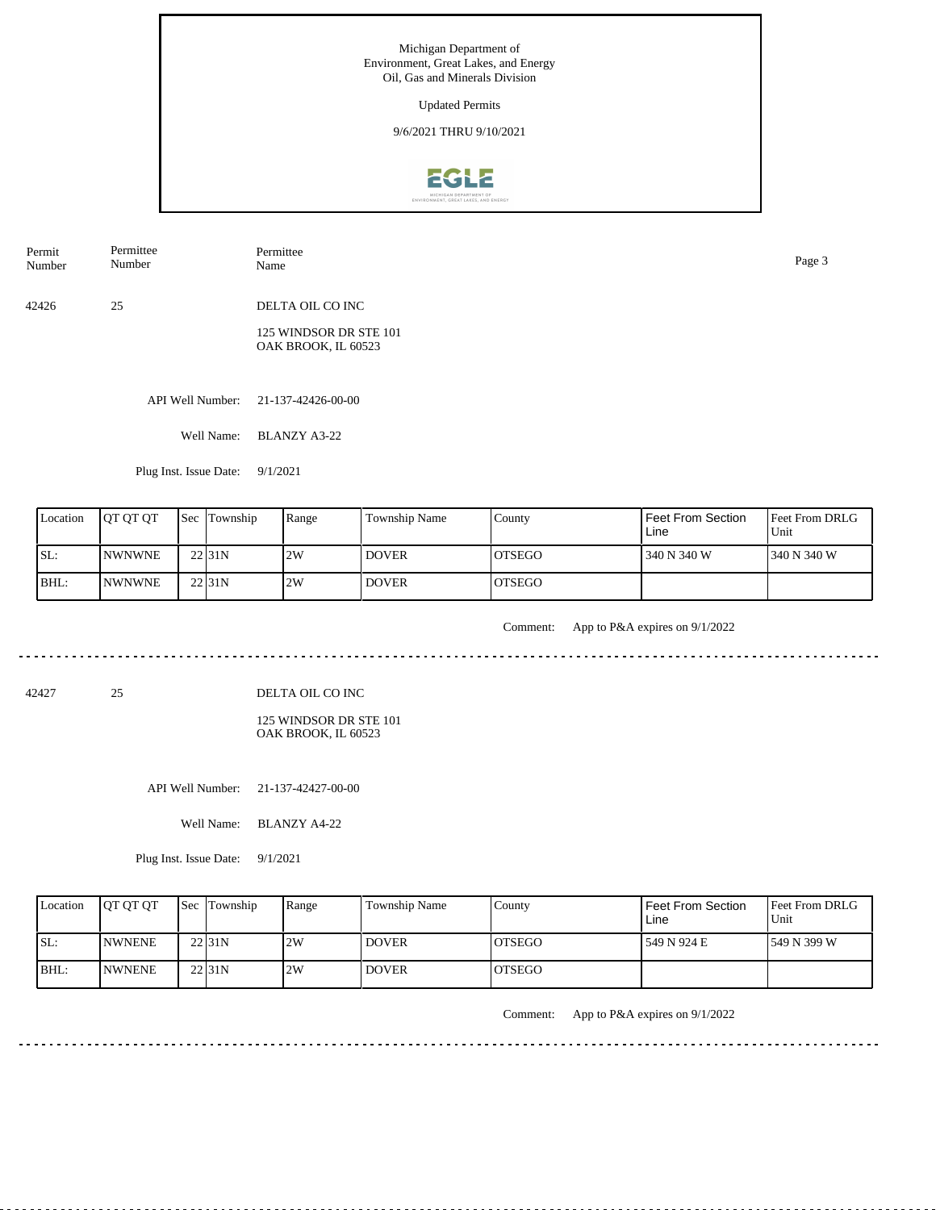Michigan Department of
Environment, Great Lakes, and Energy
Oil, Gas and Minerals Division

Updated Permits

9/6/2021 THRU 9/10/2021

| Permit Number | Permittee Number | Permittee Name |
|---|---|---|
| 42426 | 25 | DELTA OIL CO INC |

125 WINDSOR DR STE 101
OAK BROOK, IL 60523

API Well Number: 21-137-42426-00-00

Well Name: BLANZY A3-22

Plug Inst. Issue Date: 9/1/2021

| Location | QT QT QT | Sec | Township | Range | Township Name | County | Feet From Section Line | Feet From DRLG Unit |
|---|---|---|---|---|---|---|---|---|
| SL: | NWNWNE | 22 | 31N | 2W | DOVER | OTSEGO | 340 N 340 W | 340 N 340 W |
| BHL: | NWNWNE | 22 | 31N | 2W | DOVER | OTSEGO | | |

Comment: App to P&A expires on 9/1/2022

---

| Permit Number | Permittee Number | Permittee Name |
|---|---|---|
| 42427 | 25 | DELTA OIL CO INC |

125 WINDSOR DR STE 101
OAK BROOK, IL 60523

API Well Number: 21-137-42427-00-00

Well Name: BLANZY A4-22

Plug Inst. Issue Date: 9/1/2021

| Location | QT QT QT | Sec | Township | Range | Township Name | County | Feet From Section Line | Feet From DRLG Unit |
|---|---|---|---|---|---|---|---|---|
| SL: | NWNENE | 22 | 31N | 2W | DOVER | OTSEGO | 549 N 924 E | 549 N 399 W |
| BHL: | NWNENE | 22 | 31N | 2W | DOVER | OTSEGO | | |

Comment: App to P&A expires on 9/1/2022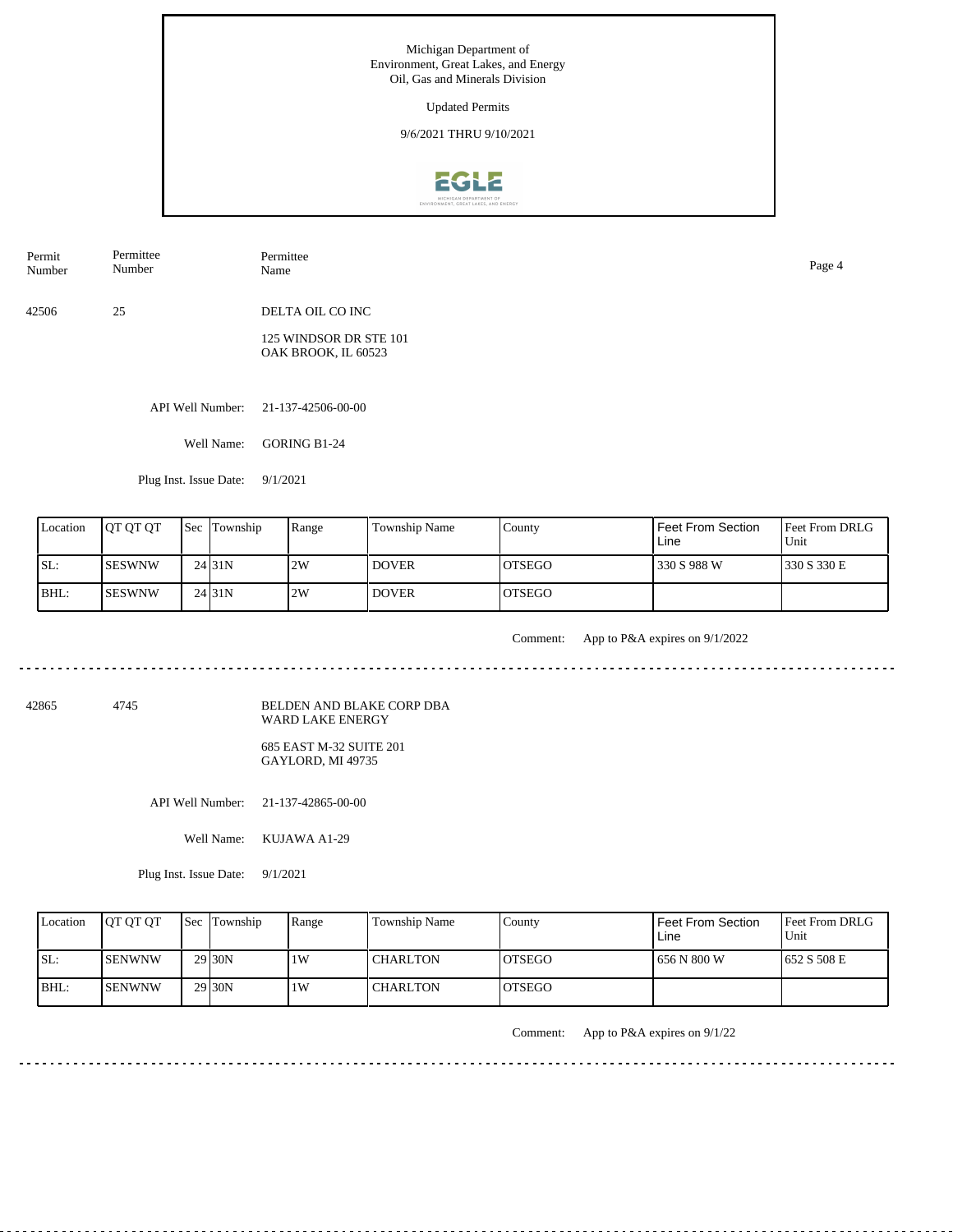Michigan Department of
Environment, Great Lakes, and Energy
Oil, Gas and Minerals Division

Updated Permits

9/6/2021 THRU 9/10/2021

| Permit Number | Permittee Number | Permittee Name |
|---|---|---|
| 42506 | 25 | DELTA OIL CO INC<br>125 WINDSOR DR STE 101<br>OAK BROOK, IL 60523 |

API Well Number: 21-137-42506-00-00

Well Name: GORING B1-24

Plug Inst. Issue Date: 9/1/2021

| Location | QT QT QT | Sec | Township | Range | Township Name | County | Feet From Section Line | Feet From DRLG Unit |
|---|---|---|---|---|---|---|---|---|
| SL: | SESWNW | 24 | 31N | 2W | DOVER | OTSEGO | 330 S 988 W | 330 S 330 E |
| BHL: | SESWNW | 24 | 31N | 2W | DOVER | OTSEGO | | |

Comment: App to P&A expires on 9/1/2022

---

| Permit Number | Permittee Number | Permittee Name |
|---|---|---|
| 42865 | 4745 | BELDEN AND BLAKE CORP DBA WARD LAKE ENERGY<br>685 EAST M-32 SUITE 201<br>GAYLORD, MI 49735 |

API Well Number: 21-137-42865-00-00

Well Name: KUJAWA A1-29

Plug Inst. Issue Date: 9/1/2021

| Location | QT QT QT | Sec | Township | Range | Township Name | County | Feet From Section Line | Feet From DRLG Unit |
|---|---|---|---|---|---|---|---|---|
| SL: | SENWNW | 29 | 30N | 1W | CHARLTON | OTSEGO | 656 N 800 W | 652 S 508 E |
| BHL: | SENWNW | 29 | 30N | 1W | CHARLTON | OTSEGO | | |

Comment: App to P&A expires on 9/1/22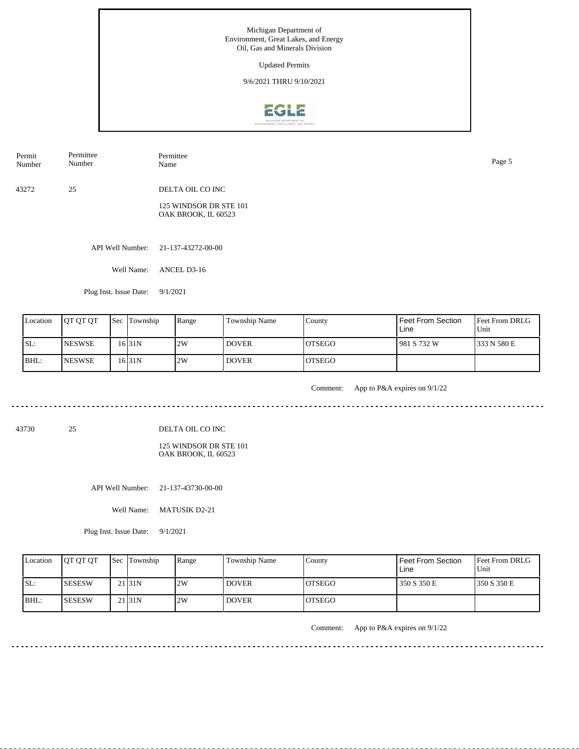Michigan Department of
Environment, Great Lakes, and Energy
Oil, Gas and Minerals Division

Updated Permits

9/6/2021 THRU 9/10/2021

| Permit Number | Permittee Number | Permittee Name |
|---|---|---|
| 43272 | 25 | DELTA OIL CO INC<br>125 WINDSOR DR STE 101<br>OAK BROOK, IL 60523 |

API Well Number: 21-137-43272-00-00

Well Name: ANCEL D3-16

Plug Inst. Issue Date: 9/1/2021

| Location | QT QT QT | Sec | Township | Range | Township Name | County | Feet From Section Line | Feet From DRLG Unit |
|---|---|---|---|---|---|---|---|---|
| SL: | NESWSE | 16 | 31N | 2W | DOVER | OTSEGO | 981 S 732 W | 333 N 580 E |
| BHL: | NESWSE | 16 | 31N | 2W | DOVER | OTSEGO | | |

Comment: App to P&A expires on 9/1/22

---

| Permit Number | Permittee Number | Permittee Name |
|---|---|---|
| 43730 | 25 | DELTA OIL CO INC<br>125 WINDSOR DR STE 101<br>OAK BROOK, IL 60523 |

API Well Number: 21-137-43730-00-00

Well Name: MATUSIK D2-21

Plug Inst. Issue Date: 9/1/2021

| Location | QT QT QT | Sec | Township | Range | Township Name | County | Feet From Section Line | Feet From DRLG Unit |
|---|---|---|---|---|---|---|---|---|
| SL: | SESESW | 21 | 31N | 2W | DOVER | OTSEGO | 350 S 350 E | 350 S 350 E |
| BHL: | SESESW | 21 | 31N | 2W | DOVER | OTSEGO | | |

Comment: App to P&A expires on 9/1/22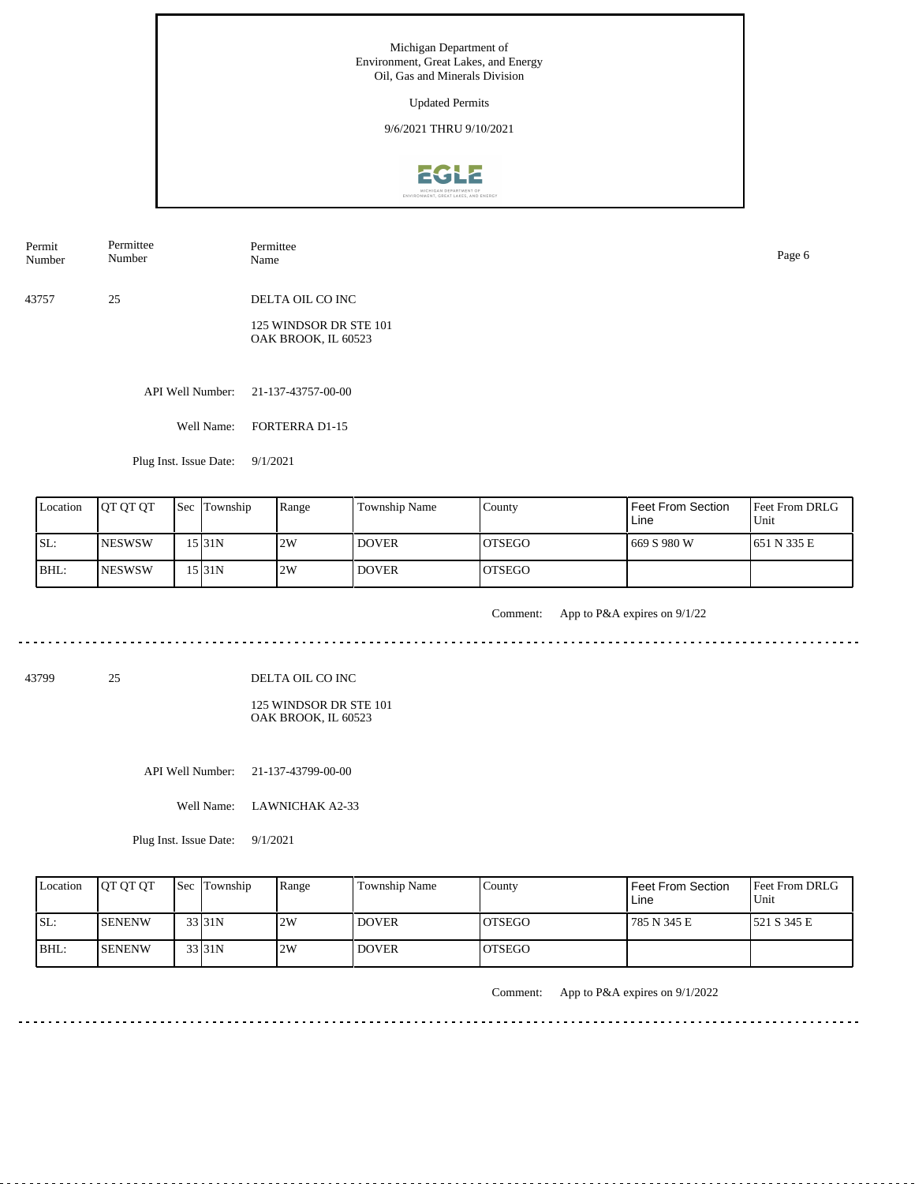Michigan Department of
Environment, Great Lakes, and Energy
Oil, Gas and Minerals Division

Updated Permits

9/6/2021 THRU 9/10/2021

| Permit Number | Permittee Number | Permittee Name |
|---|---|---|
| 43757 | 25 | DELTA OIL CO INC<br>125 WINDSOR DR STE 101<br>OAK BROOK, IL 60523 |

API Well Number: 21-137-43757-00-00

Well Name: FORTERRA D1-15

Plug Inst. Issue Date: 9/1/2021

| Location | QT QT QT | Sec | Township | Range | Township Name | County | Feet From Section Line | Feet From DRLG Unit |
|---|---|---|---|---|---|---|---|---|
| SL: | NESWSW | 15 | 31N | 2W | DOVER | OTSEGO | 669 S 980 W | 651 N 335 E |
| BHL: | NESWSW | 15 | 31N | 2W | DOVER | OTSEGO | | |

Comment: App to P&A expires on 9/1/22

---

| Permit Number | Permittee Number | Permittee Name |
|---|---|---|
| 43799 | 25 | DELTA OIL CO INC<br>125 WINDSOR DR STE 101<br>OAK BROOK, IL 60523 |

API Well Number: 21-137-43799-00-00

Well Name: LAWNICHAK A2-33

Plug Inst. Issue Date: 9/1/2021

| Location | QT QT QT | Sec | Township | Range | Township Name | County | Feet From Section Line | Feet From DRLG Unit |
|---|---|---|---|---|---|---|---|---|
| SL: | SENENW | 33 | 31N | 2W | DOVER | OTSEGO | 785 N 345 E | 521 S 345 E |
| BHL: | SENENW | 33 | 31N | 2W | DOVER | OTSEGO | | |

Comment: App to P&A expires on 9/1/2022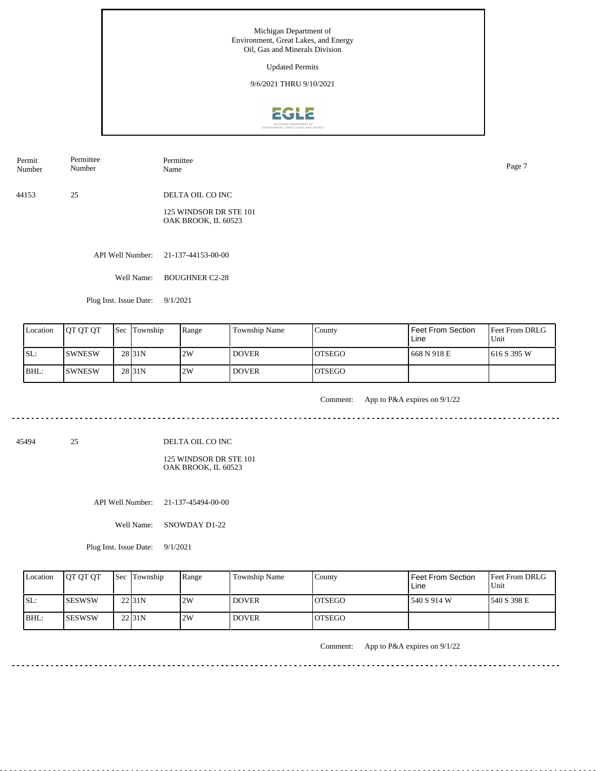Michigan Department of Environment, Great Lakes, and Energy
Oil, Gas and Minerals Division

Updated Permits

9/6/2021 THRU 9/10/2021

| Permit Number | Permittee Number | Permittee Name |
|---|---|---|
| 44153 | 25 | DELTA OIL CO INC<br>125 WINDSOR DR STE 101<br>OAK BROOK, IL 60523 |

API Well Number: 21-137-44153-00-00

Well Name: BOUGHNER C2-28

Plug Inst. Issue Date: 9/1/2021

| Location | QT QT QT | Sec | Township | Range | Township Name | County | Feet From Section Line | Feet From DRLG Unit |
|---|---|---|---|---|---|---|---|---|
| SL: | SWNESW | 28 | 31N | 2W | DOVER | OTSEGO | 668 N 918 E | 616 S 395 W |
| BHL: | SWNESW | 28 | 31N | 2W | DOVER | OTSEGO | | |

Comment: App to P&A expires on 9/1/22

---

| Permit Number | Permittee Number | Permittee Name |
|---|---|---|
| 45494 | 25 | DELTA OIL CO INC<br>125 WINDSOR DR STE 101<br>OAK BROOK, IL 60523 |

API Well Number: 21-137-45494-00-00

Well Name: SNOWDAY D1-22

Plug Inst. Issue Date: 9/1/2021

| Location | QT QT QT | Sec | Township | Range | Township Name | County | Feet From Section Line | Feet From DRLG Unit |
|---|---|---|---|---|---|---|---|---|
| SL: | SESWSW | 22 | 31N | 2W | DOVER | OTSEGO | 540 S 914 W | 540 S 398 E |
| BHL: | SESWSW | 22 | 31N | 2W | DOVER | OTSEGO | | |

Comment: App to P&A expires on 9/1/22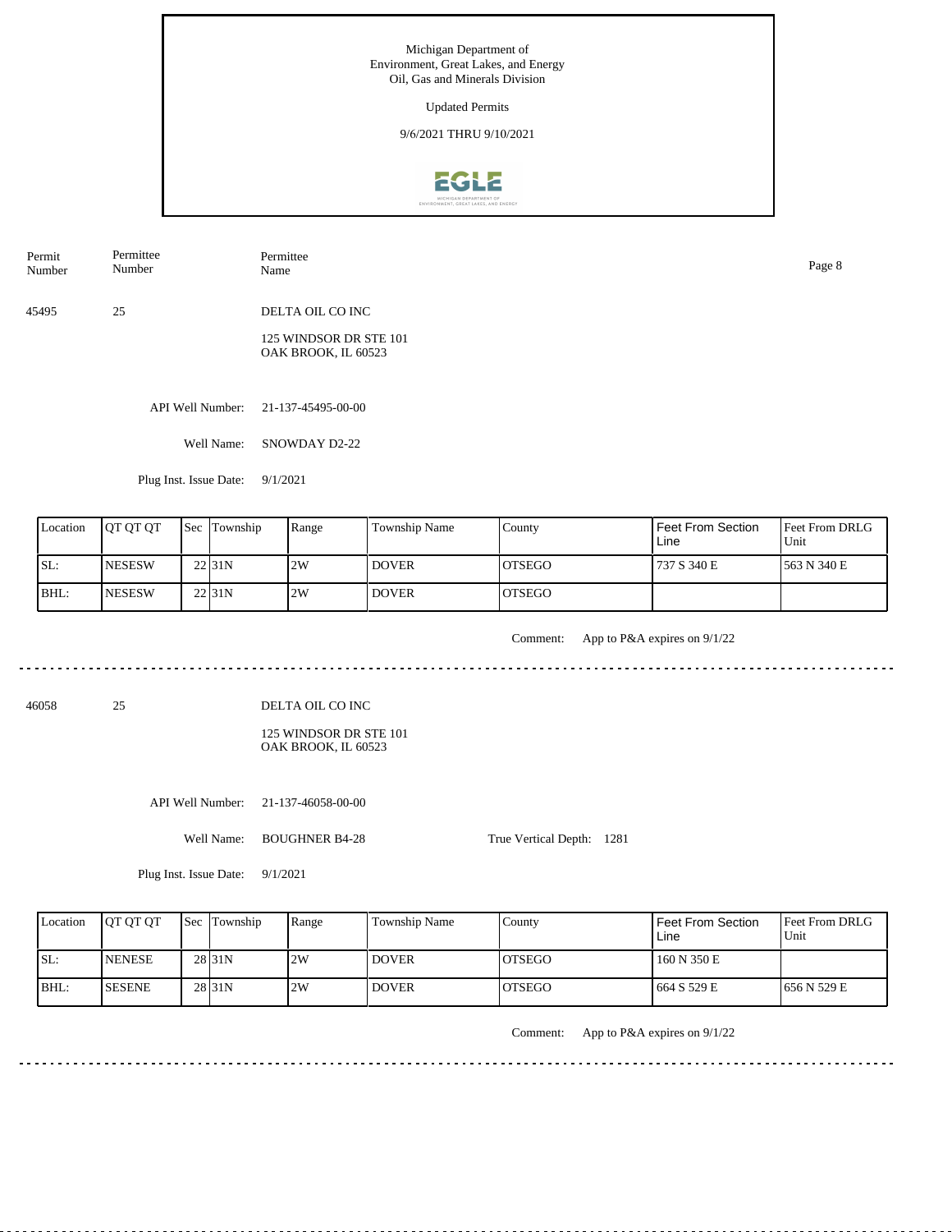Michigan Department of
Environment, Great Lakes, and Energy
Oil, Gas and Minerals Division

Updated Permits

9/6/2021 THRU 9/10/2021

| Permit Number | Permittee Number | Permittee Name |
|---|---|---|
| 45495 | 25 | DELTA OIL CO INC |

125 WINDSOR DR STE 101
OAK BROOK, IL 60523

API Well Number: 21-137-45495-00-00

Well Name: SNOWDAY D2-22

Plug Inst. Issue Date: 9/1/2021

| Location | QT QT QT | Sec | Township | Range | Township Name | County | Feet From Section Line | Feet From DRLG Unit |
|---|---|---|---|---|---|---|---|---|
| SL: | NESESW | 22 | 31N | 2W | DOVER | OTSEGO | 737 S 340 E | 563 N 340 E |
| BHL: | NESESW | 22 | 31N | 2W | DOVER | OTSEGO | | |

Comment: App to P&A expires on 9/1/22

---

| Permit Number | Permittee Number | Permittee Name |
|---|---|---|
| 46058 | 25 | DELTA OIL CO INC |

125 WINDSOR DR STE 101
OAK BROOK, IL 60523

API Well Number: 21-137-46058-00-00

Well Name: BOUGHNER B4-28

True Vertical Depth: 1281

Plug Inst. Issue Date: 9/1/2021

| Location | QT QT QT | Sec | Township | Range | Township Name | County | Feet From Section Line | Feet From DRLG Unit |
|---|---|---|---|---|---|---|---|---|
| SL: | NENESE | 28 | 31N | 2W | DOVER | OTSEGO | 160 N 350 E | |
| BHL: | SESENE | 28 | 31N | 2W | DOVER | OTSEGO | 664 S 529 E | 656 N 529 E |

Comment: App to P&A expires on 9/1/22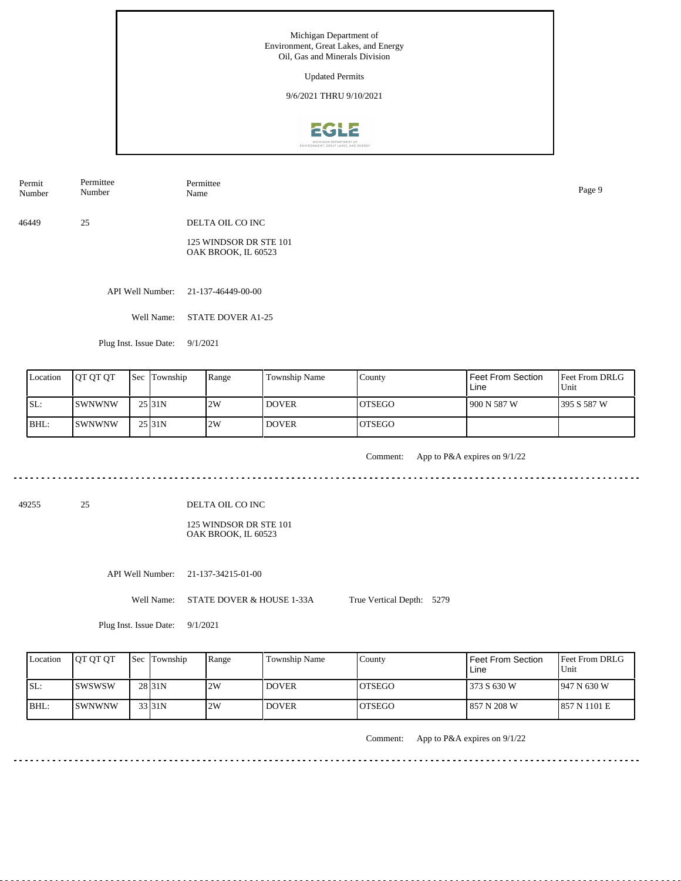Michigan Department of
Environment, Great Lakes, and Energy
Oil, Gas and Minerals Division

Updated Permits

9/6/2021 THRU 9/10/2021

| Permit Number | Permittee Number | Permittee Name |
|---|---|---|
| 46449 | 25 | DELTA OIL CO INC<br>125 WINDSOR DR STE 101<br>OAK BROOK, IL 60523 |

API Well Number: 21-137-46449-00-00

Well Name: STATE DOVER A1-25

Plug Inst. Issue Date: 9/1/2021

| Location | QT QT QT | Sec | Township | Range | Township Name | County | Feet From Section Line | Feet From DRLG Unit |
|---|---|---|---|---|---|---|---|---|
| SL: | SWNWNW | 25 | 31N | 2W | DOVER | OTSEGO | 900 N 587 W | 395 S 587 W |
| BHL: | SWNWNW | 25 | 31N | 2W | DOVER | OTSEGO | | |

Comment: App to P&A expires on 9/1/22

---

| Permit Number | Permittee Number | Permittee Name |
|---|---|---|
| 49255 | 25 | DELTA OIL CO INC<br>125 WINDSOR DR STE 101<br>OAK BROOK, IL 60523 |

API Well Number: 21-137-34215-01-00

Well Name: STATE DOVER & HOUSE 1-33A

True Vertical Depth: 5279

Plug Inst. Issue Date: 9/1/2021

| Location | QT QT QT | Sec | Township | Range | Township Name | County | Feet From Section Line | Feet From DRLG Unit |
|---|---|---|---|---|---|---|---|---|
| SL: | SWSWSW | 28 | 31N | 2W | DOVER | OTSEGO | 373 S 630 W | 947 N 630 W |
| BHL: | SWNWNW | 33 | 31N | 2W | DOVER | OTSEGO | 857 N 208 W | 857 N 1101 E |

Comment: App to P&A expires on 9/1/22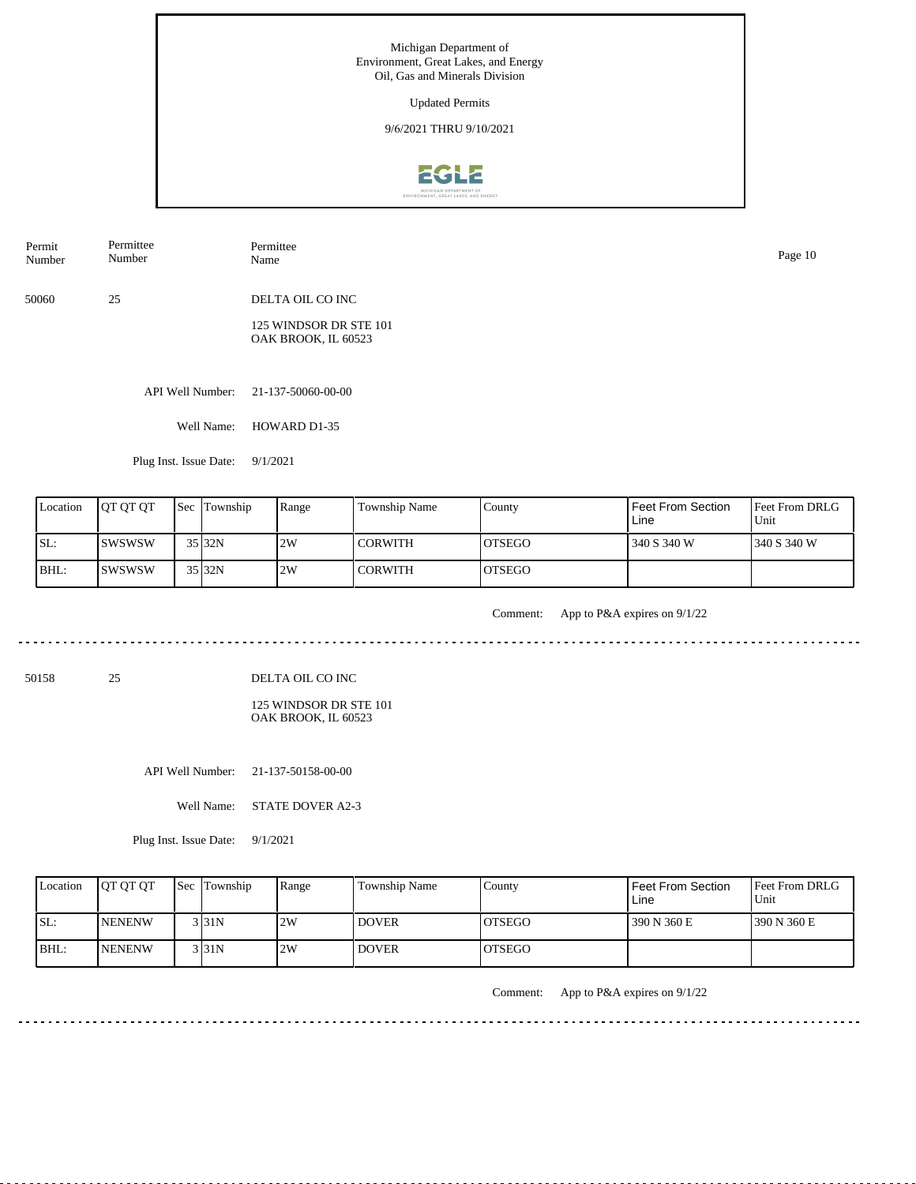Michigan Department of
Environment, Great Lakes, and Energy
Oil, Gas and Minerals Division

Updated Permits

9/6/2021 THRU 9/10/2021

| Permit Number | Permittee Number | Permittee Name |
|---|---|---|
| 50060 | 25 | DELTA OIL CO INC<br>125 WINDSOR DR STE 101<br>OAK BROOK, IL 60523 |

API Well Number: 21-137-50060-00-00

Well Name: HOWARD D1-35

Plug Inst. Issue Date: 9/1/2021

| Location | QT QT QT | Sec | Township | Range | Township Name | County | Feet From Section Line | Feet From DRLG Unit |
|---|---|---|---|---|---|---|---|---|
| SL: | SWSWSW | 35 | 32N | 2W | CORWITH | OTSEGO | 340 S 340 W | 340 S 340 W |
| BHL: | SWSWSW | 35 | 32N | 2W | CORWITH | OTSEGO | | |

Comment: App to P&A expires on 9/1/22

---

| Permit Number | Permittee Number | Permittee Name |
|---|---|---|
| 50158 | 25 | DELTA OIL CO INC<br>125 WINDSOR DR STE 101<br>OAK BROOK, IL 60523 |

API Well Number: 21-137-50158-00-00

Well Name: STATE DOVER A2-3

Plug Inst. Issue Date: 9/1/2021

| Location | QT QT QT | Sec | Township | Range | Township Name | County | Feet From Section Line | Feet From DRLG Unit |
|---|---|---|---|---|---|---|---|---|
| SL: | NENENW | 3 | 31N | 2W | DOVER | OTSEGO | 390 N 360 E | 390 N 360 E |
| BHL: | NENENW | 3 | 31N | 2W | DOVER | OTSEGO | | |

Comment: App to P&A expires on 9/1/22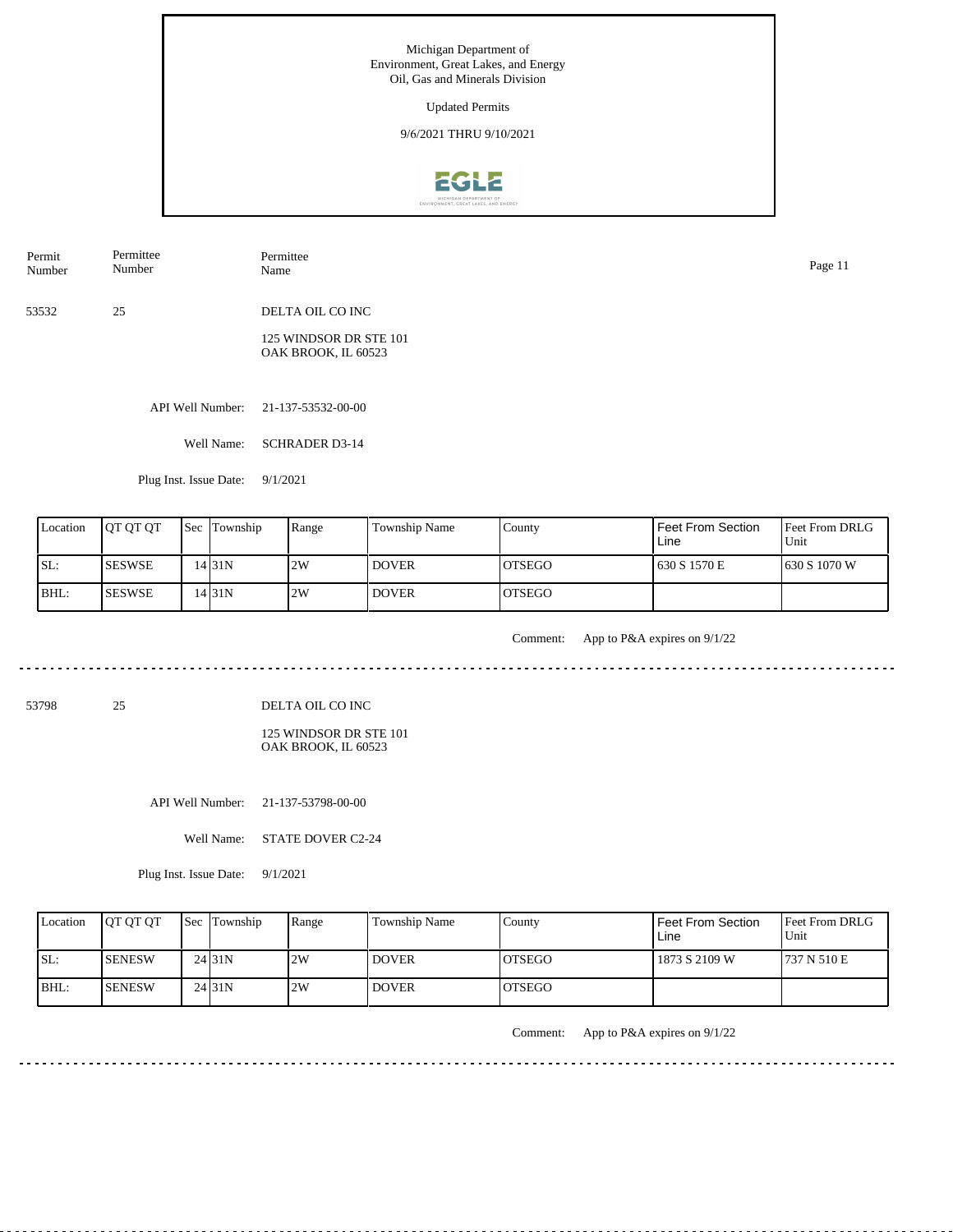Michigan Department of
Environment, Great Lakes, and Energy
Oil, Gas and Minerals Division

Updated Permits

9/6/2021 THRU 9/10/2021

| Permit Number | Permittee Number | Permittee Name |
|---|---|---|
| 53532 | 25 | DELTA OIL CO INC |

125 WINDSOR DR STE 101
OAK BROOK, IL 60523

API Well Number: 21-137-53532-00-00

Well Name: SCHRADER D3-14

Plug Inst. Issue Date: 9/1/2021

| Location | QT QT QT | Sec | Township | Range | Township Name | County | Feet From Section Line | Feet From DRLG Unit |
|---|---|---|---|---|---|---|---|---|
| SL: | SESWSE | 14 | 31N | 2W | DOVER | OTSEGO | 630 S 1570 E | 630 S 1070 W |
| BHL: | SESWSE | 14 | 31N | 2W | DOVER | OTSEGO | | |

Comment: App to P&A expires on 9/1/22

---

| Permit Number | Permittee Number | Permittee Name |
|---|---|---|
| 53798 | 25 | DELTA OIL CO INC |

125 WINDSOR DR STE 101
OAK BROOK, IL 60523

API Well Number: 21-137-53798-00-00

Well Name: STATE DOVER C2-24

Plug Inst. Issue Date: 9/1/2021

| Location | QT QT QT | Sec | Township | Range | Township Name | County | Feet From Section Line | Feet From DRLG Unit |
|---|---|---|---|---|---|---|---|---|
| SL: | SENESW | 24 | 31N | 2W | DOVER | OTSEGO | 1873 S 2109 W | 737 N 510 E |
| BHL: | SENESW | 24 | 31N | 2W | DOVER | OTSEGO | | |

Comment: App to P&A expires on 9/1/22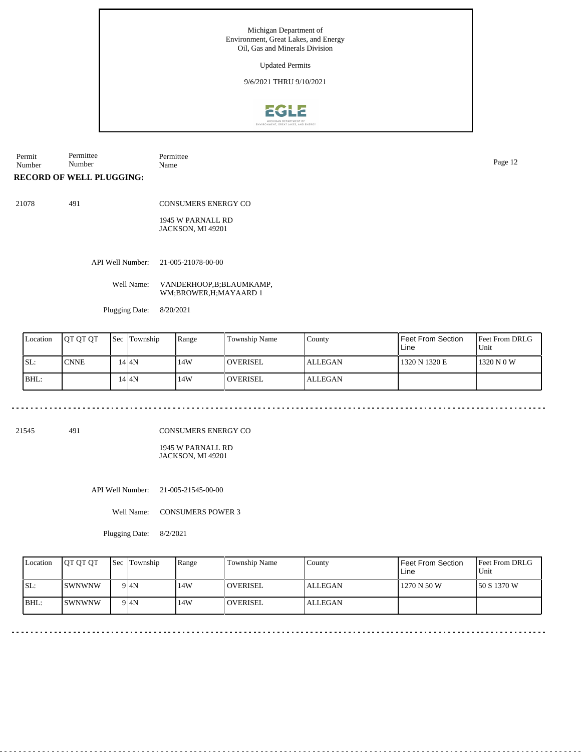Michigan Department of
Environment, Great Lakes, and Energy
Oil, Gas and Minerals Division

Updated Permits

9/6/2021 THRU 9/10/2021

| Permit Number | Permittee Number | Permittee Name |
|---|---|---|

**RECORD OF WELL PLUGGING:**

21078 491 CONSUMERS ENERGY CO

1945 W PARNALL RD
JACKSON, MI 49201

API Well Number: 21-005-21078-00-00

Well Name: VANDERHOOP,B;BLAUMKAMP, WM;BROWER,H;MAYAARD 1

Plugging Date: 8/20/2021

| Location | QT QT QT | Sec | Township | Range | Township Name | County | Feet From Section Line | Feet From DRLG Unit |
|---|---|---|---|---|---|---|---|---|
| SL: | CNNE | 14 | 4N | 14W | OVERISEL | ALLEGAN | 1320 N 1320 E | 1320 N 0 W |
| BHL: | | 14 | 4N | 14W | OVERISEL | ALLEGAN | | |

---

21545 491 CONSUMERS ENERGY CO

1945 W PARNALL RD
JACKSON, MI 49201

API Well Number: 21-005-21545-00-00

Well Name: CONSUMERS POWER 3

Plugging Date: 8/2/2021

| Location | QT QT QT | Sec | Township | Range | Township Name | County | Feet From Section Line | Feet From DRLG Unit |
|---|---|---|---|---|---|---|---|---|
| SL: | SWNWNW | 9 | 4N | 14W | OVERISEL | ALLEGAN | 1270 N 50 W | 50 S 1370 W |
| BHL: | SWNWNW | 9 | 4N | 14W | OVERISEL | ALLEGAN | | |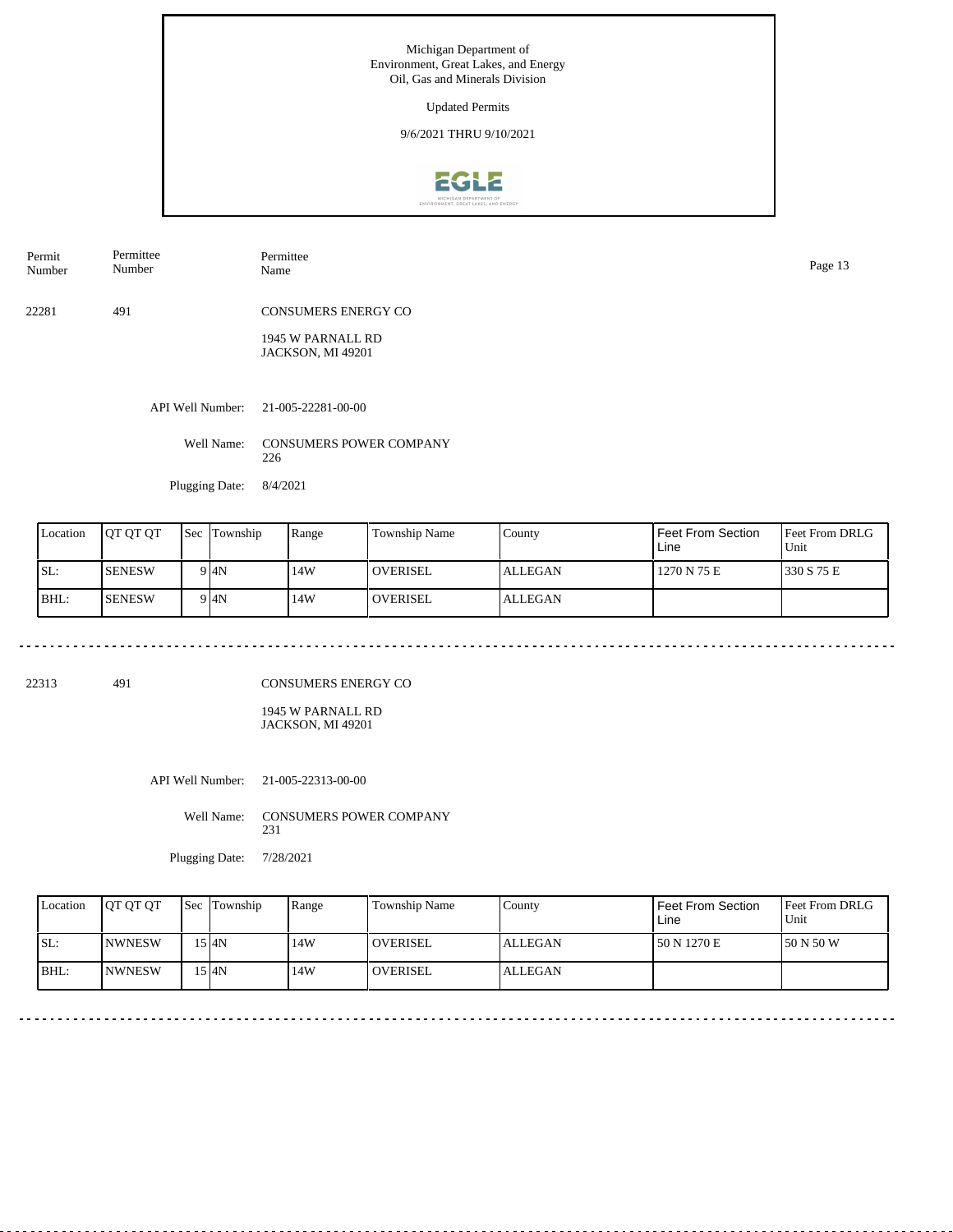Michigan Department of
Environment, Great Lakes, and Energy
Oil, Gas and Minerals Division

Updated Permits

9/6/2021 THRU 9/10/2021

| Permit Number | Permittee Number | Permittee Name |
|---|---|---|
| 22281 | 491 | CONSUMERS ENERGY CO<br>1945 W PARNALL RD<br>JACKSON, MI 49201 |

API Well Number: 21-005-22281-00-00

Well Name: CONSUMERS POWER COMPANY 226

Plugging Date: 8/4/2021

| Location | QT QT QT | Sec | Township | Range | Township Name | County | Feet From Section Line | Feet From DRLG Unit |
|---|---|---|---|---|---|---|---|---|
| SL: | SENESW | 9 | 4N | 14W | OVERISEL | ALLEGAN | 1270 N 75 E | 330 S 75 E |
| BHL: | SENESW | 9 | 4N | 14W | OVERISEL | ALLEGAN | | |

---

| Permit Number | Permittee Number | Permittee Name |
|---|---|---|
| 22313 | 491 | CONSUMERS ENERGY CO<br>1945 W PARNALL RD<br>JACKSON, MI 49201 |

API Well Number: 21-005-22313-00-00

Well Name: CONSUMERS POWER COMPANY 231

Plugging Date: 7/28/2021

| Location | QT QT QT | Sec | Township | Range | Township Name | County | Feet From Section Line | Feet From DRLG Unit |
|---|---|---|---|---|---|---|---|---|
| SL: | NWNESW | 15 | 4N | 14W | OVERISEL | ALLEGAN | 50 N 1270 E | 50 N 50 W |
| BHL: | NWNESW | 15 | 4N | 14W | OVERISEL | ALLEGAN | | |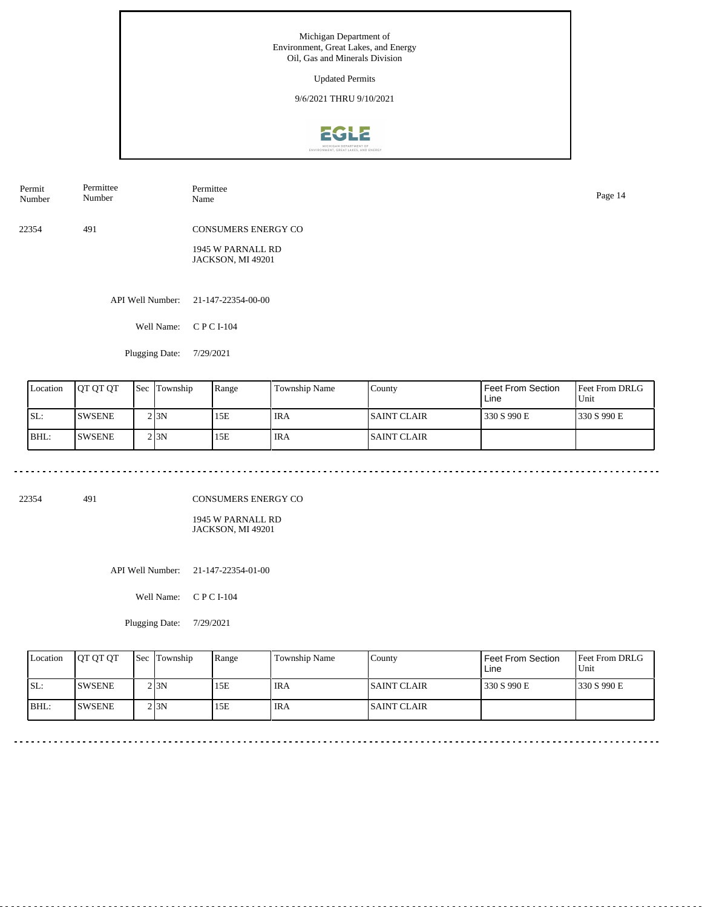Michigan Department of
Environment, Great Lakes, and Energy
Oil, Gas and Minerals Division

Updated Permits

9/6/2021 THRU 9/10/2021

| Permit Number | Permittee Number | Permittee Name |
|---|---|---|
| 22354 | 491 | CONSUMERS ENERGY CO<br>1945 W PARNALL RD<br>JACKSON, MI 49201 |

API Well Number: 21-147-22354-00-00

Well Name: C P C I-104

Plugging Date: 7/29/2021

| Location | QT QT QT | Sec | Township | Range | Township Name | County | Feet From Section Line | Feet From DRLG Unit |
|---|---|---|---|---|---|---|---|---|
| SL: | SWSENE | 2 | 3N | 15E | IRA | SAINT CLAIR | 330 S 990 E | 330 S 990 E |
| BHL: | SWSENE | 2 | 3N | 15E | IRA | SAINT CLAIR | | |

| Permit Number | Permittee Number | Permittee Name |
|---|---|---|
| 22354 | 491 | CONSUMERS ENERGY CO<br>1945 W PARNALL RD<br>JACKSON, MI 49201 |

API Well Number: 21-147-22354-01-00

Well Name: C P C I-104

Plugging Date: 7/29/2021

| Location | QT QT QT | Sec | Township | Range | Township Name | County | Feet From Section Line | Feet From DRLG Unit |
|---|---|---|---|---|---|---|---|---|
| SL: | SWSENE | 2 | 3N | 15E | IRA | SAINT CLAIR | 330 S 990 E | 330 S 990 E |
| BHL: | SWSENE | 2 | 3N | 15E | IRA | SAINT CLAIR | | |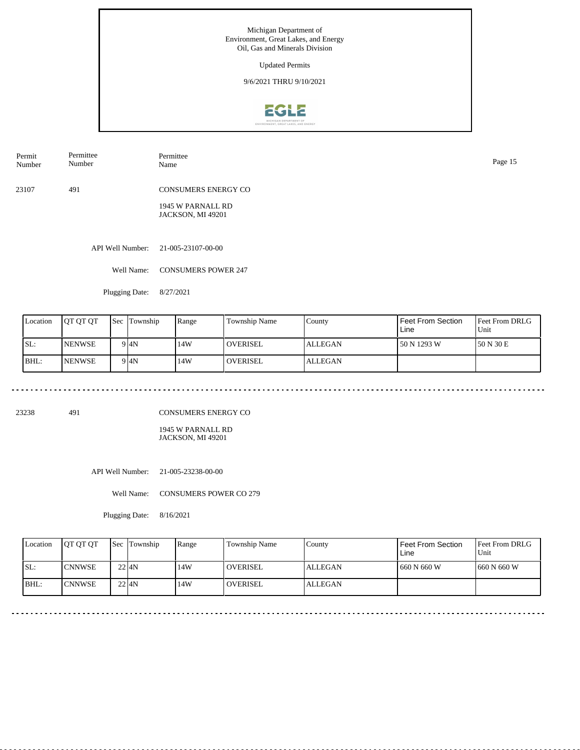Michigan Department of
Environment, Great Lakes, and Energy
Oil, Gas and Minerals Division

Updated Permits

9/6/2021 THRU 9/10/2021

| Permit Number | Permittee Number | Permittee Name |
|---|---|---|
| 23107 | 491 | CONSUMERS ENERGY CO<br>1945 W PARNALL RD<br>JACKSON, MI 49201 |

API Well Number: 21-005-23107-00-00

Well Name: CONSUMERS POWER 247

Plugging Date: 8/27/2021

| Location | QT QT QT | Sec | Township | Range | Township Name | County | Feet From Section Line | Feet From DRLG Unit |
|---|---|---|---|---|---|---|---|---|
| SL: | NENWSE | 9 | 4N | 14W | OVERISEL | ALLEGAN | 50 N 1293 W | 50 N 30 E |
| BHL: | NENWSE | 9 | 4N | 14W | OVERISEL | ALLEGAN | | |

---

| Permit Number | Permittee Number | Permittee Name |
|---|---|---|
| 23238 | 491 | CONSUMERS ENERGY CO<br>1945 W PARNALL RD<br>JACKSON, MI 49201 |

API Well Number: 21-005-23238-00-00

Well Name: CONSUMERS POWER CO 279

Plugging Date: 8/16/2021

| Location | QT QT QT | Sec | Township | Range | Township Name | County | Feet From Section Line | Feet From DRLG Unit |
|---|---|---|---|---|---|---|---|---|
| SL: | CNNWSE | 22 | 4N | 14W | OVERISEL | ALLEGAN | 660 N 660 W | 660 N 660 W |
| BHL: | CNNWSE | 22 | 4N | 14W | OVERISEL | ALLEGAN | | |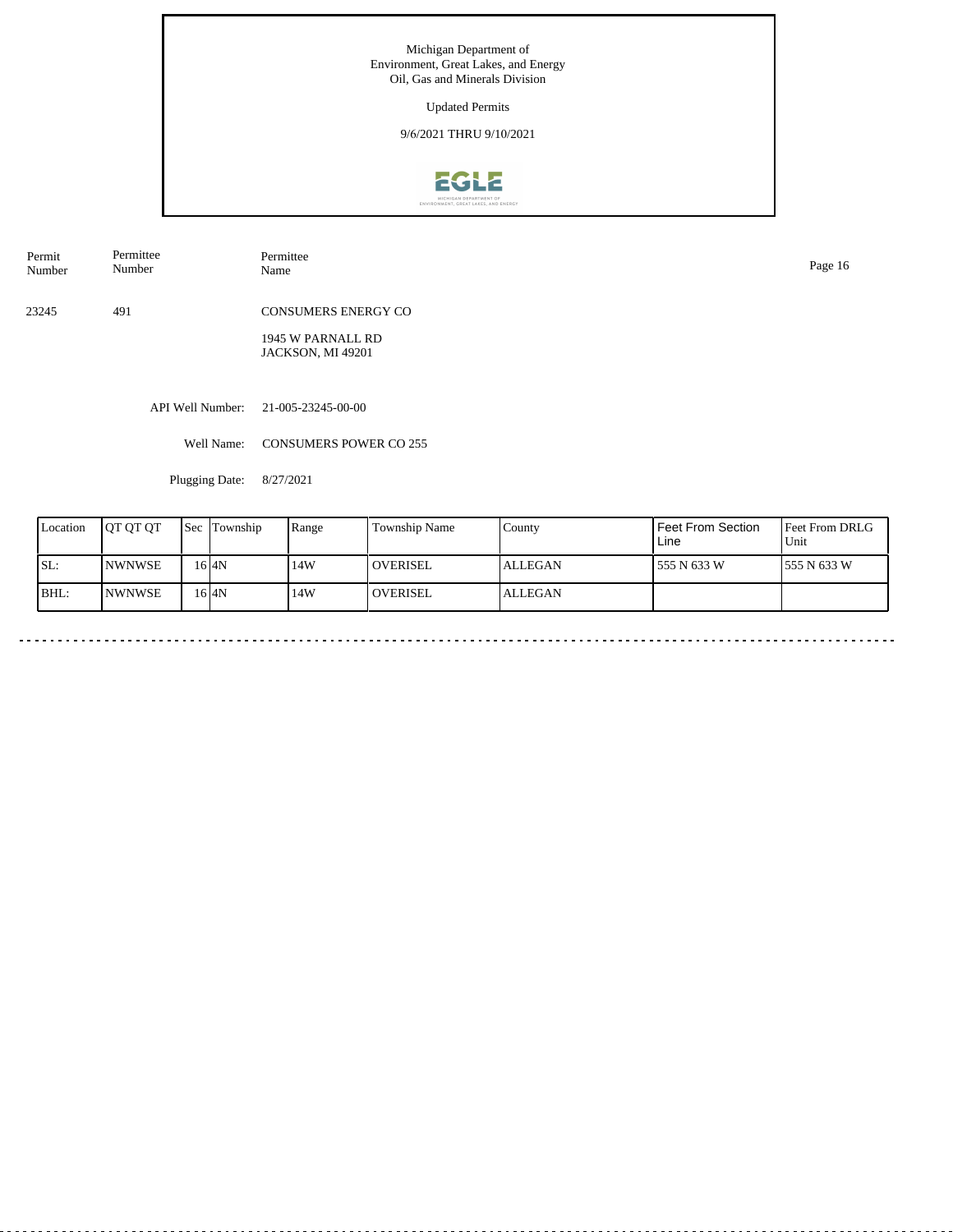Michigan Department of
Environment, Great Lakes, and Energy
Oil, Gas and Minerals Division

Updated Permits

9/6/2021 THRU 9/10/2021

| Permit Number | Permittee Number | Permittee Name |
|---|---|---|
| 23245 | 491 | CONSUMERS ENERGY CO<br>1945 W PARNALL RD<br>JACKSON, MI 49201 |

API Well Number: 21-005-23245-00-00

Well Name: CONSUMERS POWER CO 255

Plugging Date: 8/27/2021

| Location | QT QT QT | Sec | Township | Range | Township Name | County | Feet From Section Line | Feet From DRLG Unit |
|---|---|---|---|---|---|---|---|---|
| SL: | NWNWSE | 16 | 4N | 14W | OVERISEL | ALLEGAN | 555 N 633 W | 555 N 633 W |
| BHL: | NWNWSE | 16 | 4N | 14W | OVERISEL | ALLEGAN | | |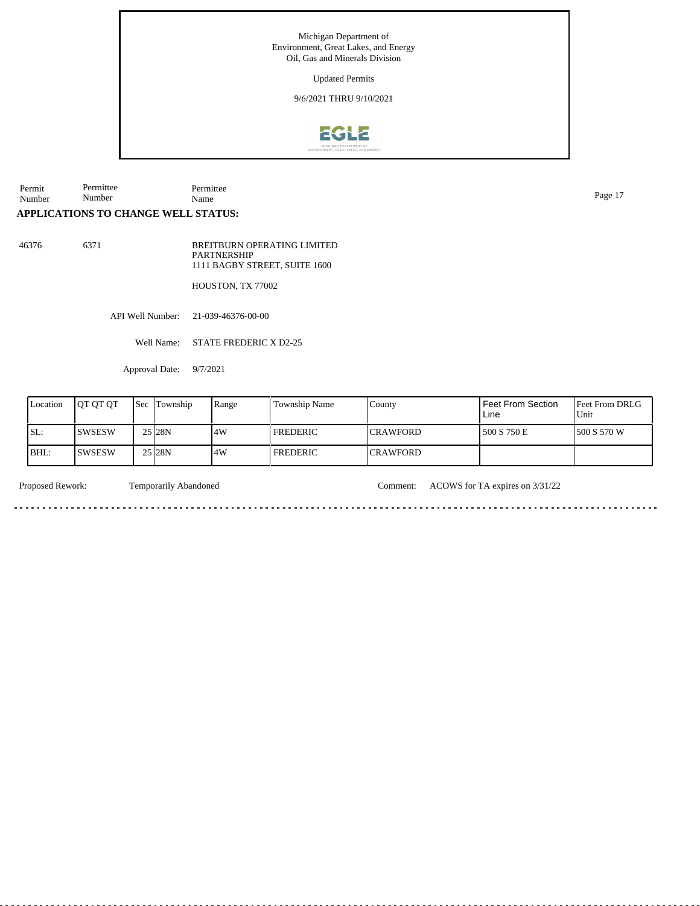Michigan Department of
Environment, Great Lakes, and Energy
Oil, Gas and Minerals Division

Updated Permits

9/6/2021 THRU 9/10/2021

| Permit Number | Permittee Number | Permittee Name |
|---|---|---|

## APPLICATIONS TO CHANGE WELL STATUS:

46376 6371 BREITBURN OPERATING LIMITED PARTNERSHIP
1111 BAGBY STREET, SUITE 1600

HOUSTON, TX 77002

API Well Number: 21-039-46376-00-00

Well Name: STATE FREDERIC X D2-25

Approval Date: 9/7/2021

| Location | QT QT QT | Sec | Township | Range | Township Name | County | Feet From Section Line | Feet From DRLG Unit |
|---|---|---|---|---|---|---|---|---|
| SL: | SWSESW | 25 | 28N | 4W | FREDERIC | CRAWFORD | 500 S 750 E | 500 S 570 W |
| BHL: | SWSESW | 25 | 28N | 4W | FREDERIC | CRAWFORD | | |

Proposed Rework: Temporarily Abandoned Comment: ACOWS for TA expires on 3/31/22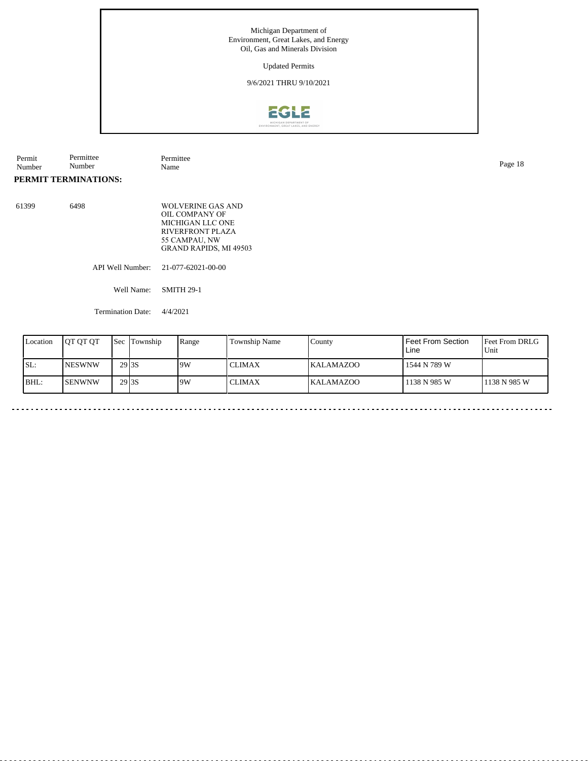Michigan Department of Environment, Great Lakes, and Energy
Oil, Gas and Minerals Division

Updated Permits

9/6/2021 THRU 9/10/2021

| Permit Number | Permittee Number | Permittee Name |
|---|---|---|

**PERMIT TERMINATIONS:**

| 61399 | 6498 | WOLVERINE GAS AND OIL COMPANY OF MICHIGAN LLC ONE RIVERFRONT PLAZA 55 CAMPAU, NW GRAND RAPIDS, MI 49503 |
|---|---|---|

API Well Number: 21-077-62021-00-00

Well Name: SMITH 29-1

Termination Date: 4/4/2021

| Location | QT QT QT | Sec | Township | Range | Township Name | County | Feet From Section Line | Feet From DRLG Unit |
|---|---|---|---|---|---|---|---|---|
| SL: | NESWNW | 29 | 3S | 9W | CLIMAX | KALAMAZOO | 1544 N 789 W | |
| BHL: | SENWNW | 29 | 3S | 9W | CLIMAX | KALAMAZOO | 1138 N 985 W | 1138 N 985 W |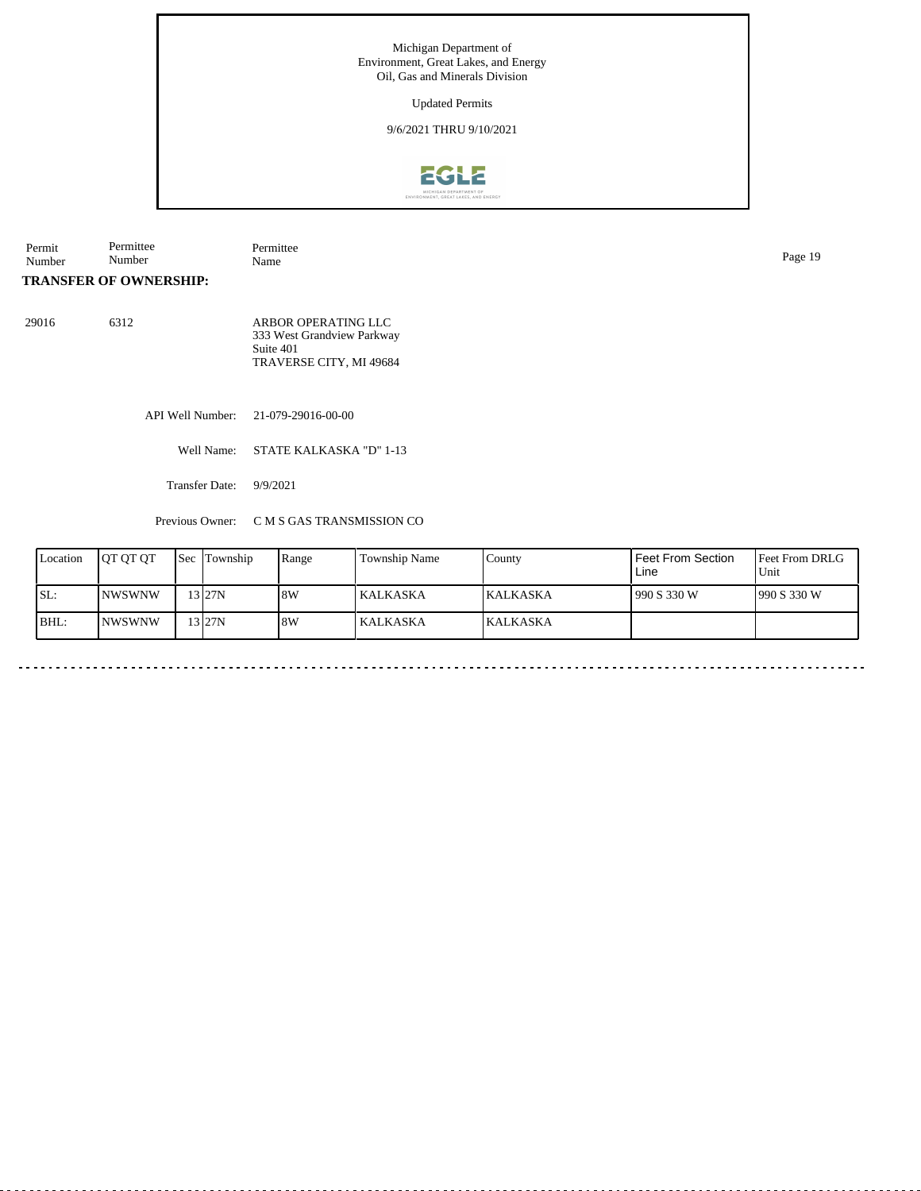Michigan Department of
Environment, Great Lakes, and Energy
Oil, Gas and Minerals Division

Updated Permits

9/6/2021 THRU 9/10/2021

| Permit Number | Permittee Number | Permittee Name |
|---|---|---|

**TRANSFER OF OWNERSHIP:**

| | | |
|---|---|---|
| 29016 | 6312 | ARBOR OPERATING LLC<br>333 West Grandview Parkway<br>Suite 401<br>TRAVERSE CITY, MI 49684 |

API Well Number: 21-079-29016-00-00

Well Name: STATE KALKASKA "D" 1-13

Transfer Date: 9/9/2021

Previous Owner: C M S GAS TRANSMISSION CO

| Location | QT QT QT | Sec | Township | Range | Township Name | County | Feet From Section Line | Feet From DRLG Unit |
|---|---|---|---|---|---|---|---|---|
| SL: | NWSWNW | 13 | 27N | 8W | KALKASKA | KALKASKA | 990 S 330 W | 990 S 330 W |
| BHL: | NWSWNW | 13 | 27N | 8W | KALKASKA | KALKASKA | | |